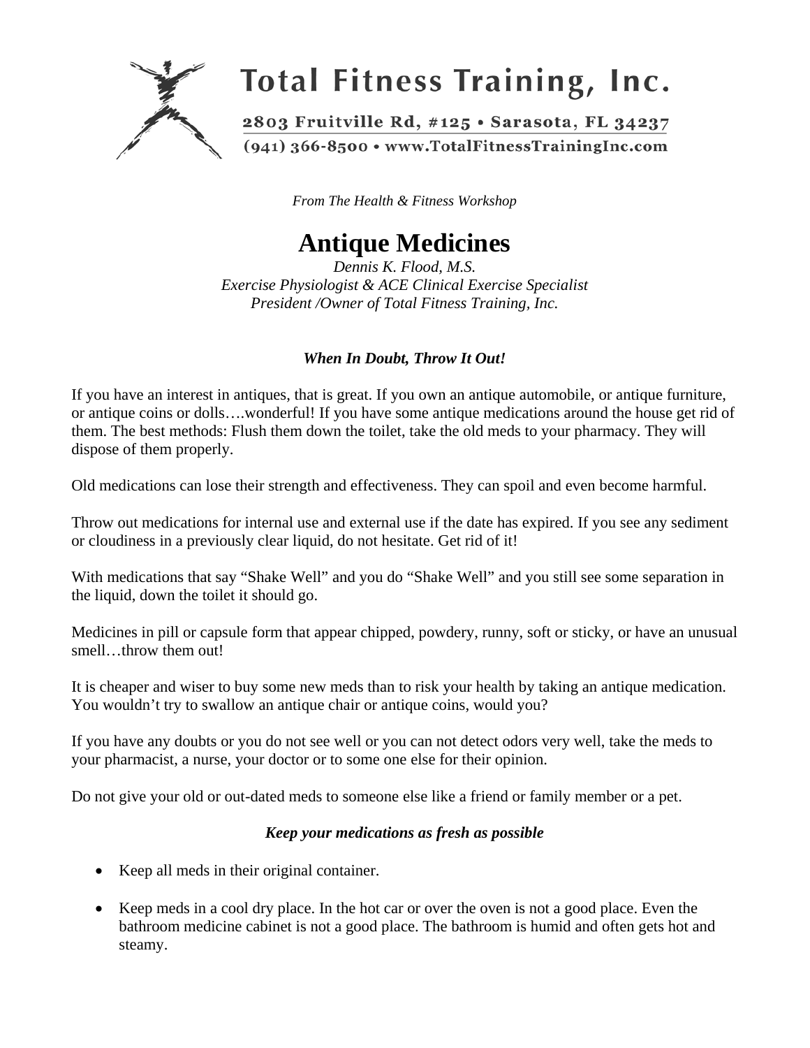# Total Fitness Training, Inc.

2803 Fruitville Rd, #125 • Sarasota, FL 34237
(941) 366-8500 • www.TotalFitnessTrainingInc.com

*From The Health & Fitness Workshop*

## Antique Medicines

*Dennis K. Flood, M.S.*
*Exercise Physiologist & ACE Clinical Exercise Specialist*
*President /Owner of Total Fitness Training, Inc.*

***When In Doubt, Throw It Out!***

If you have an interest in antiques, that is great. If you own an antique automobile, or antique furniture, or antique coins or dolls….wonderful! If you have some antique medications around the house get rid of them. The best methods: Flush them down the toilet, take the old meds to your pharmacy. They will dispose of them properly.

Old medications can lose their strength and effectiveness. They can spoil and even become harmful.

Throw out medications for internal use and external use if the date has expired. If you see any sediment or cloudiness in a previously clear liquid, do not hesitate. Get rid of it!

With medications that say "Shake Well" and you do "Shake Well" and you still see some separation in the liquid, down the toilet it should go.

Medicines in pill or capsule form that appear chipped, powdery, runny, soft or sticky, or have an unusual smell…throw them out!

It is cheaper and wiser to buy some new meds than to risk your health by taking an antique medication. You wouldn't try to swallow an antique chair or antique coins, would you?

If you have any doubts or you do not see well or you can not detect odors very well, take the meds to your pharmacist, a nurse, your doctor or to some one else for their opinion.

Do not give your old or out-dated meds to someone else like a friend or family member or a pet.

***Keep your medications as fresh as possible***

- Keep all meds in their original container.
- Keep meds in a cool dry place. In the hot car or over the oven is not a good place. Even the bathroom medicine cabinet is not a good place. The bathroom is humid and often gets hot and steamy.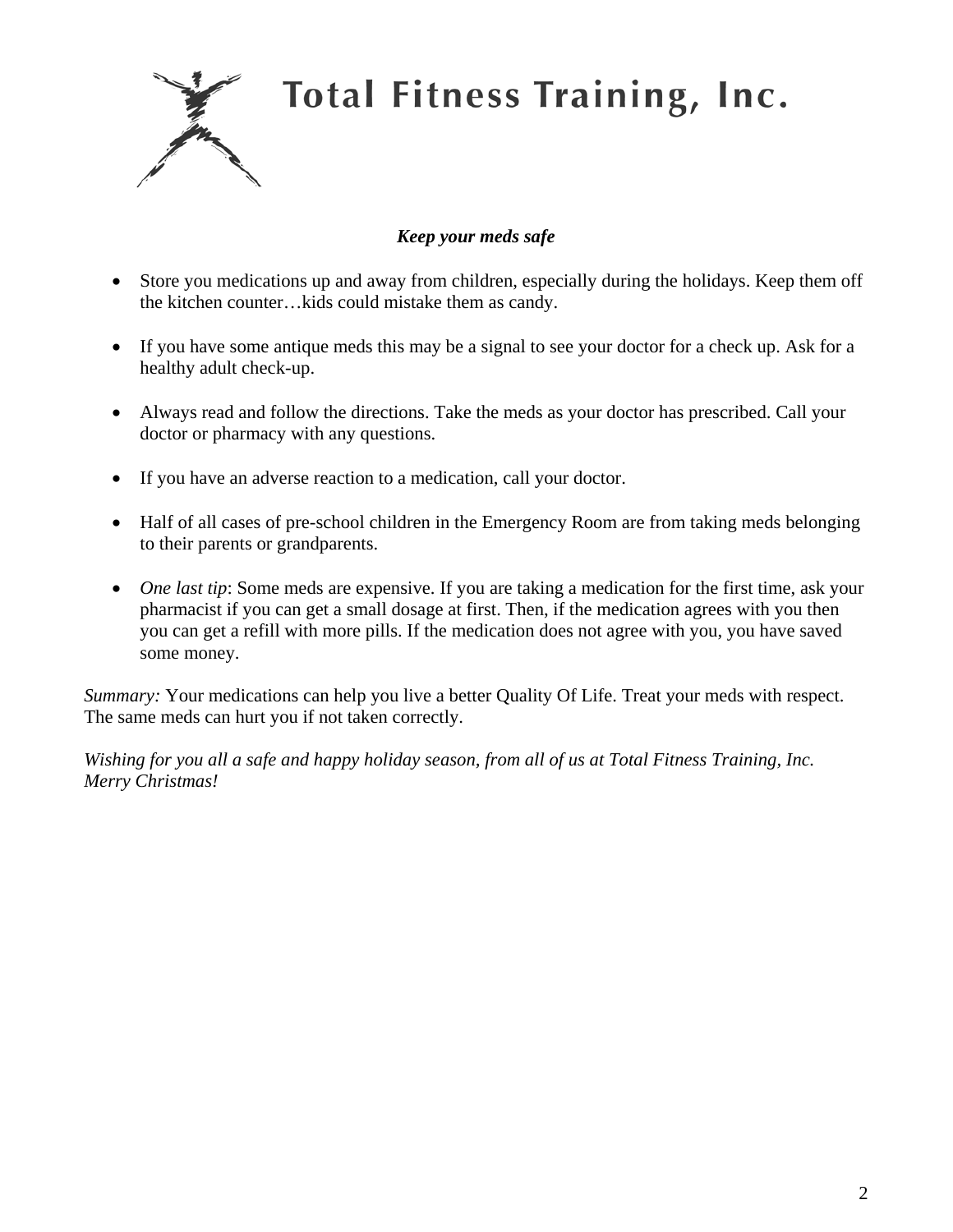# Total Fitness Training, Inc.

***Keep your meds safe***

- Store you medications up and away from children, especially during the holidays. Keep them off the kitchen counter…kids could mistake them as candy.
- If you have some antique meds this may be a signal to see your doctor for a check up. Ask for a healthy adult check-up.
- Always read and follow the directions. Take the meds as your doctor has prescribed. Call your doctor or pharmacy with any questions.
- If you have an adverse reaction to a medication, call your doctor.
- Half of all cases of pre-school children in the Emergency Room are from taking meds belonging to their parents or grandparents.
- *One last tip*: Some meds are expensive. If you are taking a medication for the first time, ask your pharmacist if you can get a small dosage at first. Then, if the medication agrees with you then you can get a refill with more pills. If the medication does not agree with you, you have saved some money.

*Summary:* Your medications can help you live a better Quality Of Life. Treat your meds with respect. The same meds can hurt you if not taken correctly.

*Wishing for you all a safe and happy holiday season, from all of us at Total Fitness Training, Inc. Merry Christmas!*